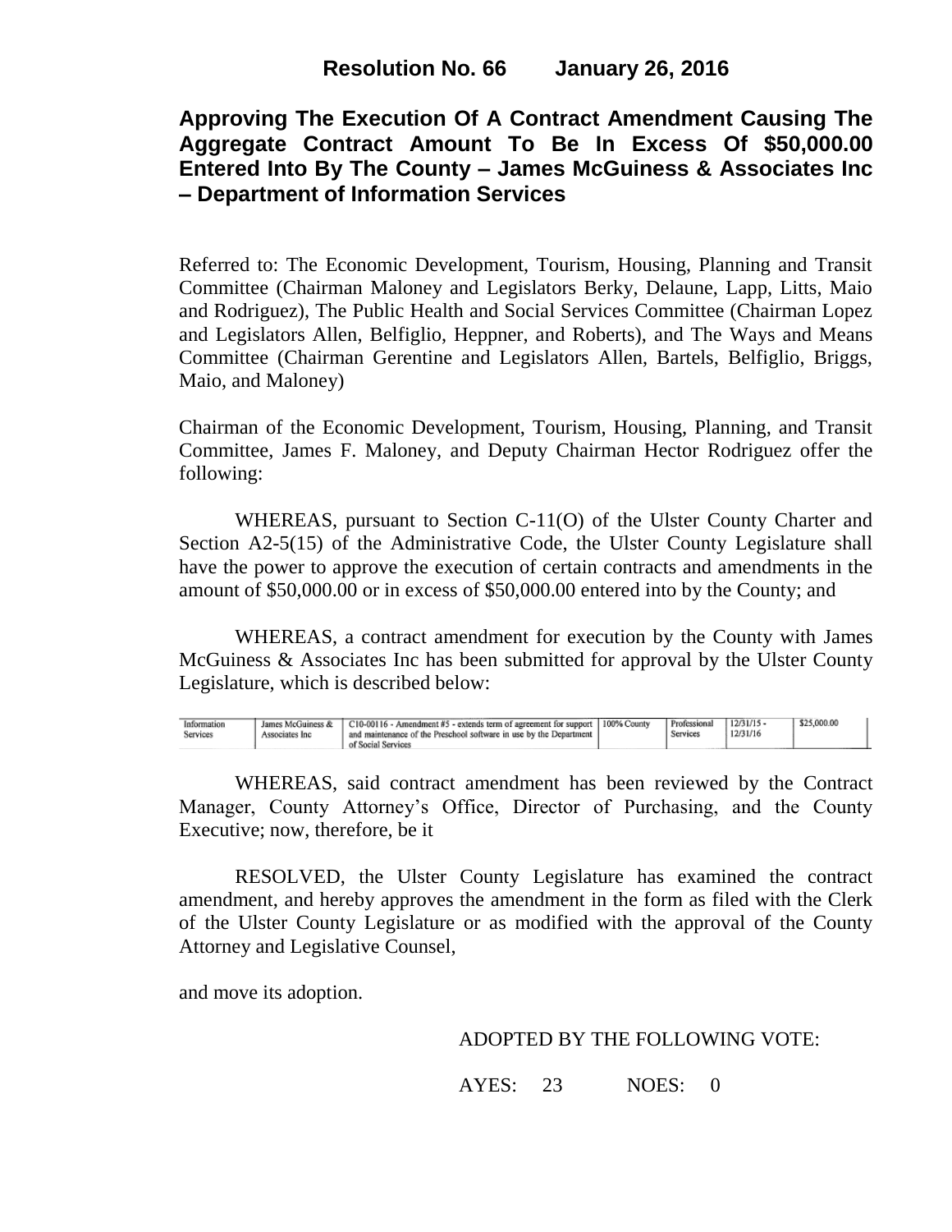**Resolution No. 66 January 26, 2016**

## Approving The Execution Of A Contract Amendment Causing The Aggregate Contract Amount To Be In Excess Of $50,000.00 Entered Into By The County – James McGuiness & Associates Inc – Department of Information Services

Referred to: The Economic Development, Tourism, Housing, Planning and Transit Committee (Chairman Maloney and Legislators Berky, Delaune, Lapp, Litts, Maio and Rodriguez), The Public Health and Social Services Committee (Chairman Lopez and Legislators Allen, Belfiglio, Heppner, and Roberts), and The Ways and Means Committee (Chairman Gerentine and Legislators Allen, Bartels, Belfiglio, Briggs, Maio, and Maloney)

Chairman of the Economic Development, Tourism, Housing, Planning, and Transit Committee, James F. Maloney, and Deputy Chairman Hector Rodriguez offer the following:

WHEREAS, pursuant to Section C-11(O) of the Ulster County Charter and Section A2-5(15) of the Administrative Code, the Ulster County Legislature shall have the power to approve the execution of certain contracts and amendments in the amount of $50,000.00 or in excess of $50,000.00 entered into by the County; and

WHEREAS, a contract amendment for execution by the County with James McGuiness & Associates Inc has been submitted for approval by the Ulster County Legislature, which is described below:

| | | | | | | |
|---|---|---|---|---|---|---|
| Information Services | James McGuiness & Associates Inc | C10-00116 - Amendment #5 - extends term of agreement for support and maintenance of the Preschool software in use by the Department of Social Services | 100% County | Professional Services | 12/31/15 - 12/31/16 | $25,000.00 |

WHEREAS, said contract amendment has been reviewed by the Contract Manager, County Attorney's Office, Director of Purchasing, and the County Executive; now, therefore, be it

RESOLVED, the Ulster County Legislature has examined the contract amendment, and hereby approves the amendment in the form as filed with the Clerk of the Ulster County Legislature or as modified with the approval of the County Attorney and Legislative Counsel,

and move its adoption.

ADOPTED BY THE FOLLOWING VOTE:

AYES: 23 NOES: 0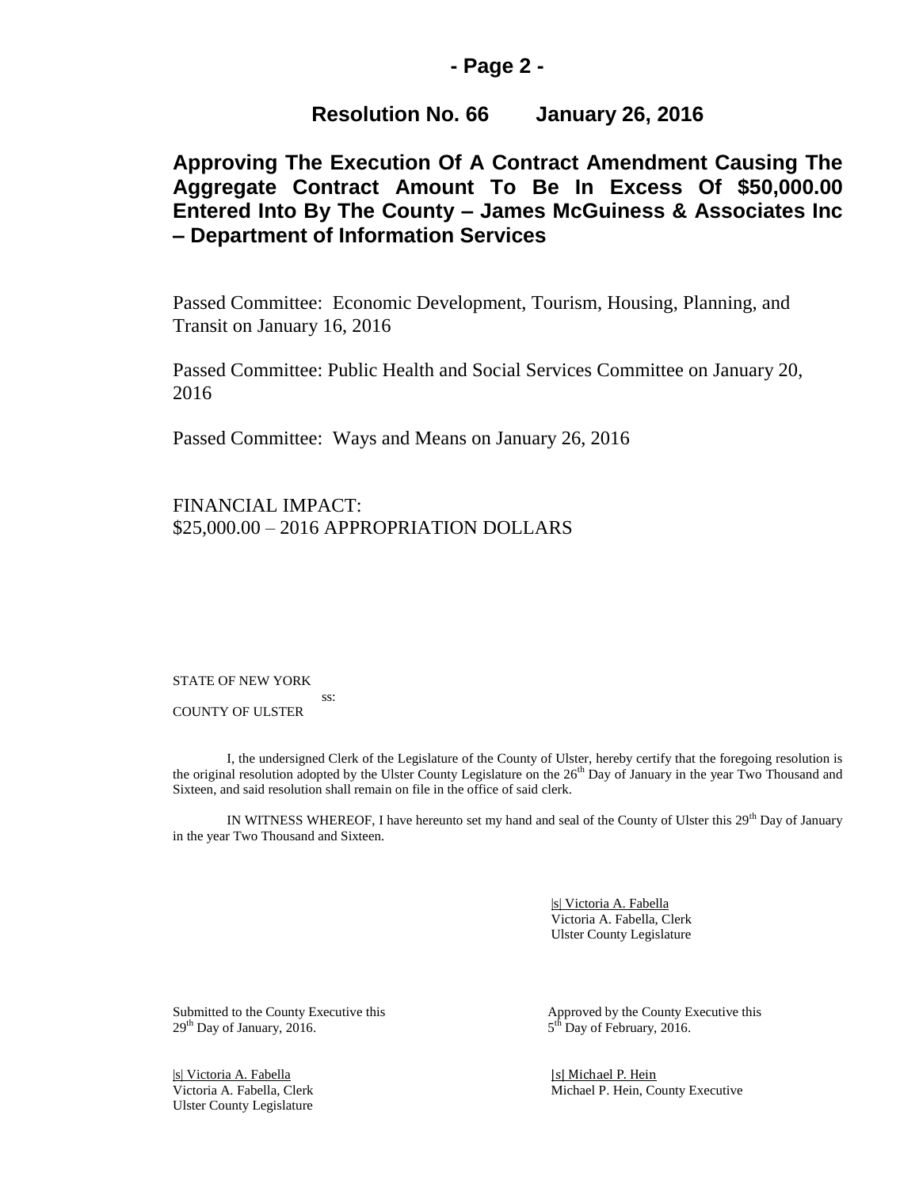**Resolution No. 66 January 26, 2016**

# Approving The Execution Of A Contract Amendment Causing The Aggregate Contract Amount To Be In Excess Of $50,000.00 Entered Into By The County – James McGuiness & Associates Inc – Department of Information Services

Passed Committee: Economic Development, Tourism, Housing, Planning, and Transit on January 16, 2016

Passed Committee: Public Health and Social Services Committee on January 20, 2016

Passed Committee: Ways and Means on January 26, 2016

FINANCIAL IMPACT:
$25,000.00 – 2016 APPROPRIATION DOLLARS

STATE OF NEW YORK
ss:
COUNTY OF ULSTER

I, the undersigned Clerk of the Legislature of the County of Ulster, hereby certify that the foregoing resolution is the original resolution adopted by the Ulster County Legislature on the 26th Day of January in the year Two Thousand and Sixteen, and said resolution shall remain on file in the office of said clerk.

IN WITNESS WHEREOF, I have hereunto set my hand and seal of the County of Ulster this 29th Day of January in the year Two Thousand and Sixteen.

|s| Victoria A. Fabella
Victoria A. Fabella, Clerk
Ulster County Legislature

Submitted to the County Executive this 29th Day of January, 2016.

|s| Victoria A. Fabella
Victoria A. Fabella, Clerk
Ulster County Legislature

Approved by the County Executive this 5th Day of February, 2016.

|s| Michael P. Hein
Michael P. Hein, County Executive